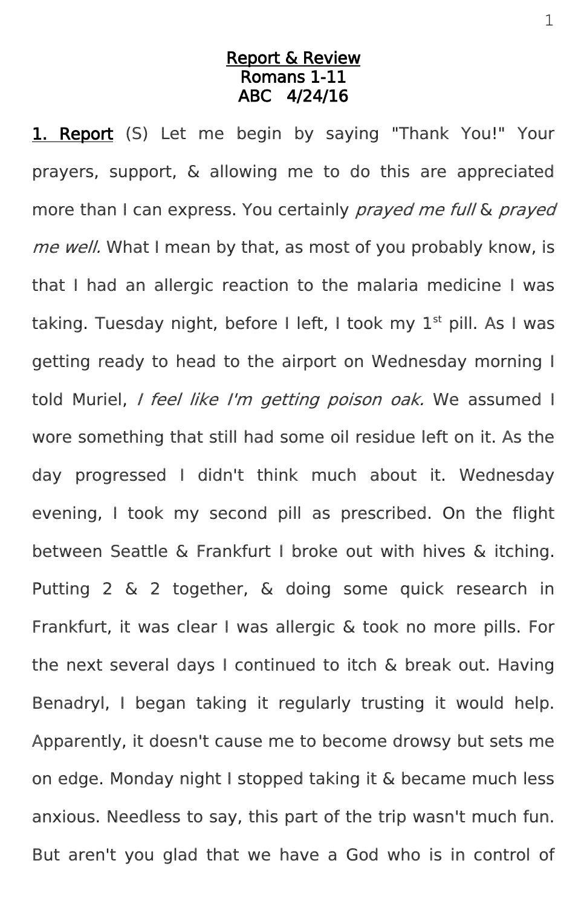<u>Report & Review</u>
Romans 1-11
ABC 4/24/16

**<u>1. Report</u>** (S) Let me begin by saying "Thank You!" Your prayers, support, & allowing me to do this are appreciated more than I can express. You certainly *prayed me full* & *prayed me well.* What I mean by that, as most of you probably know, is that I had an allergic reaction to the malaria medicine I was taking. Tuesday night, before I left, I took my 1st pill. As I was getting ready to head to the airport on Wednesday morning I told Muriel, *I feel like I'm getting poison oak.* We assumed I wore something that still had some oil residue left on it. As the day progressed I didn't think much about it. Wednesday evening, I took my second pill as prescribed. On the flight between Seattle & Frankfurt I broke out with hives & itching. Putting 2 & 2 together, & doing some quick research in Frankfurt, it was clear I was allergic & took no more pills. For the next several days I continued to itch & break out. Having Benadryl, I began taking it regularly trusting it would help. Apparently, it doesn't cause me to become drowsy but sets me on edge. Monday night I stopped taking it & became much less anxious. Needless to say, this part of the trip wasn't much fun. But aren't you glad that we have a God who is in control of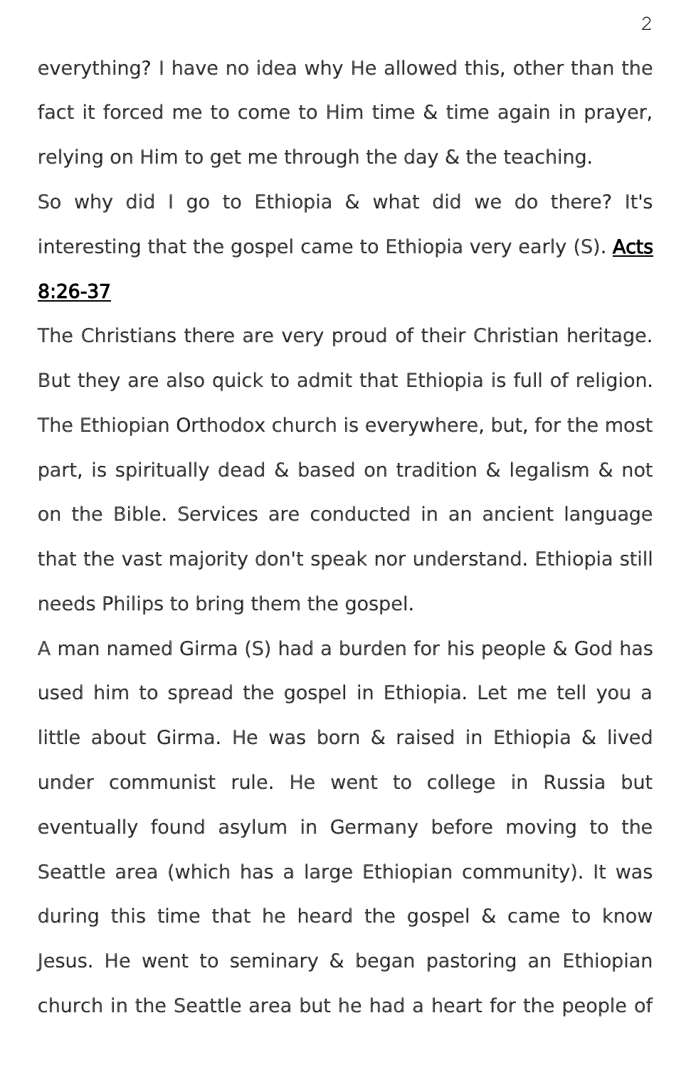everything? I have no idea why He allowed this, other than the fact it forced me to come to Him time & time again in prayer, relying on Him to get me through the day & the teaching.

So why did I go to Ethiopia & what did we do there? It's interesting that the gospel came to Ethiopia very early (S). **Acts 8:26-37**

The Christians there are very proud of their Christian heritage. But they are also quick to admit that Ethiopia is full of religion. The Ethiopian Orthodox church is everywhere, but, for the most part, is spiritually dead & based on tradition & legalism & not on the Bible. Services are conducted in an ancient language that the vast majority don't speak nor understand. Ethiopia still needs Philips to bring them the gospel.

A man named Girma (S) had a burden for his people & God has used him to spread the gospel in Ethiopia. Let me tell you a little about Girma. He was born & raised in Ethiopia & lived under communist rule. He went to college in Russia but eventually found asylum in Germany before moving to the Seattle area (which has a large Ethiopian community). It was during this time that he heard the gospel & came to know Jesus. He went to seminary & began pastoring an Ethiopian church in the Seattle area but he had a heart for the people of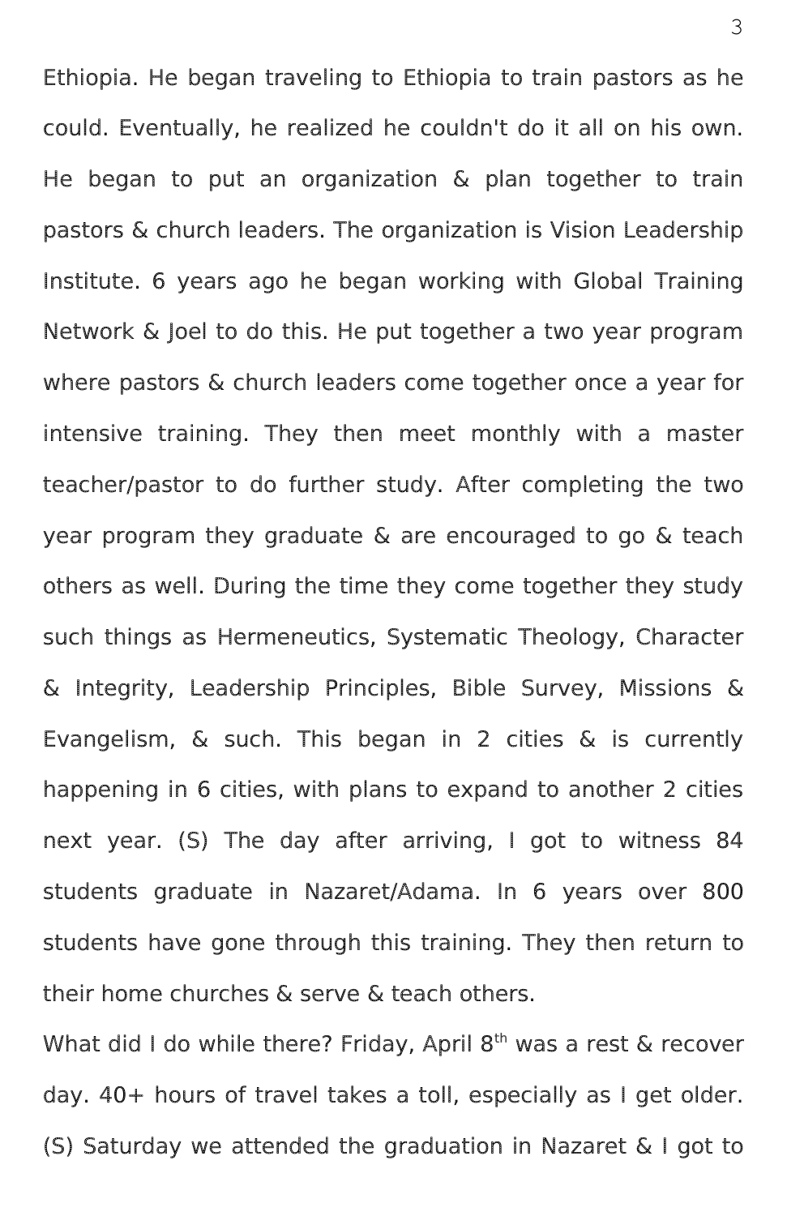Ethiopia. He began traveling to Ethiopia to train pastors as he could. Eventually, he realized he couldn't do it all on his own. He began to put an organization & plan together to train pastors & church leaders. The organization is Vision Leadership Institute. 6 years ago he began working with Global Training Network & Joel to do this. He put together a two year program where pastors & church leaders come together once a year for intensive training. They then meet monthly with a master teacher/pastor to do further study. After completing the two year program they graduate & are encouraged to go & teach others as well. During the time they come together they study such things as Hermeneutics, Systematic Theology, Character & Integrity, Leadership Principles, Bible Survey, Missions & Evangelism, & such. This began in 2 cities & is currently happening in 6 cities, with plans to expand to another 2 cities next year. (S) The day after arriving, I got to witness 84 students graduate in Nazaret/Adama. In 6 years over 800 students have gone through this training. They then return to their home churches & serve & teach others.

What did I do while there? Friday, April 8th was a rest & recover day. 40+ hours of travel takes a toll, especially as I get older. (S) Saturday we attended the graduation in Nazaret & I got to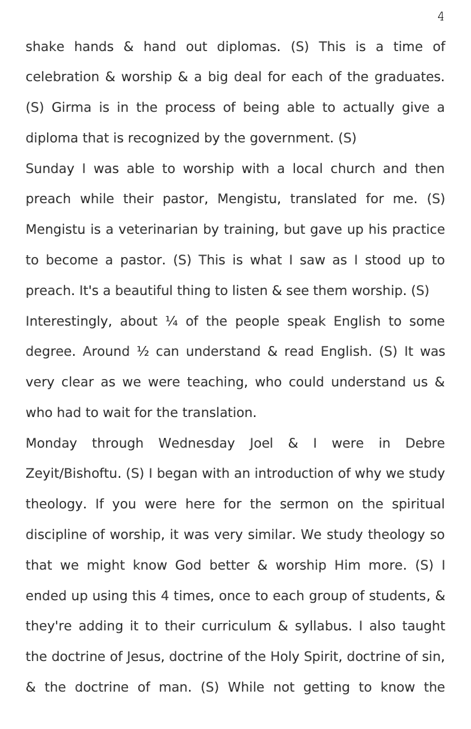shake hands & hand out diplomas. (S) This is a time of celebration & worship & a big deal for each of the graduates. (S) Girma is in the process of being able to actually give a diploma that is recognized by the government. (S)

Sunday I was able to worship with a local church and then preach while their pastor, Mengistu, translated for me. (S) Mengistu is a veterinarian by training, but gave up his practice to become a pastor. (S) This is what I saw as I stood up to preach. It's a beautiful thing to listen & see them worship. (S)

Interestingly, about ¼ of the people speak English to some degree. Around ½ can understand & read English. (S) It was very clear as we were teaching, who could understand us & who had to wait for the translation.

Monday through Wednesday Joel & I were in Debre Zeyit/Bishoftu. (S) I began with an introduction of why we study theology. If you were here for the sermon on the spiritual discipline of worship, it was very similar. We study theology so that we might know God better & worship Him more. (S) I ended up using this 4 times, once to each group of students, & they're adding it to their curriculum & syllabus. I also taught the doctrine of Jesus, doctrine of the Holy Spirit, doctrine of sin, & the doctrine of man. (S) While not getting to know the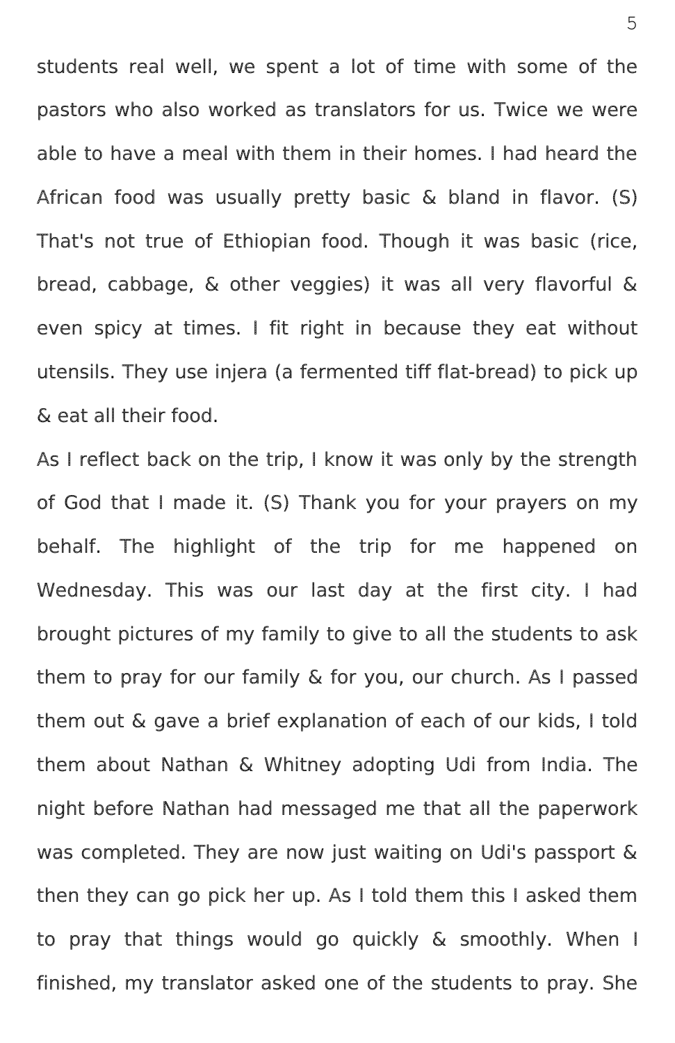students real well, we spent a lot of time with some of the pastors who also worked as translators for us. Twice we were able to have a meal with them in their homes. I had heard the African food was usually pretty basic & bland in flavor. (S) That's not true of Ethiopian food. Though it was basic (rice, bread, cabbage, & other veggies) it was all very flavorful & even spicy at times. I fit right in because they eat without utensils. They use injera (a fermented tiff flat-bread) to pick up & eat all their food.

As I reflect back on the trip, I know it was only by the strength of God that I made it. (S) Thank you for your prayers on my behalf. The highlight of the trip for me happened on Wednesday. This was our last day at the first city. I had brought pictures of my family to give to all the students to ask them to pray for our family & for you, our church. As I passed them out & gave a brief explanation of each of our kids, I told them about Nathan & Whitney adopting Udi from India. The night before Nathan had messaged me that all the paperwork was completed. They are now just waiting on Udi's passport & then they can go pick her up. As I told them this I asked them to pray that things would go quickly & smoothly. When I finished, my translator asked one of the students to pray. She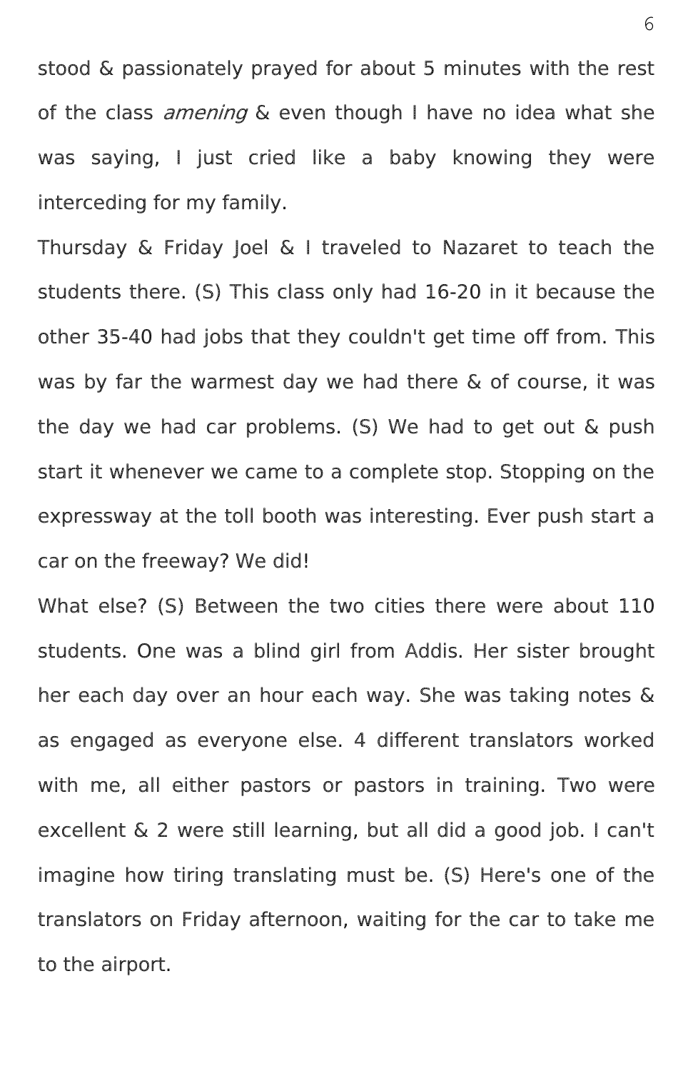stood & passionately prayed for about 5 minutes with the rest of the class *amening* & even though I have no idea what she was saying, I just cried like a baby knowing they were interceding for my family.

Thursday & Friday Joel & I traveled to Nazaret to teach the students there. (S) This class only had 16-20 in it because the other 35-40 had jobs that they couldn't get time off from. This was by far the warmest day we had there & of course, it was the day we had car problems. (S) We had to get out & push start it whenever we came to a complete stop. Stopping on the expressway at the toll booth was interesting. Ever push start a car on the freeway? We did!

What else? (S) Between the two cities there were about 110 students. One was a blind girl from Addis. Her sister brought her each day over an hour each way. She was taking notes & as engaged as everyone else. 4 different translators worked with me, all either pastors or pastors in training. Two were excellent & 2 were still learning, but all did a good job. I can't imagine how tiring translating must be. (S) Here's one of the translators on Friday afternoon, waiting for the car to take me to the airport.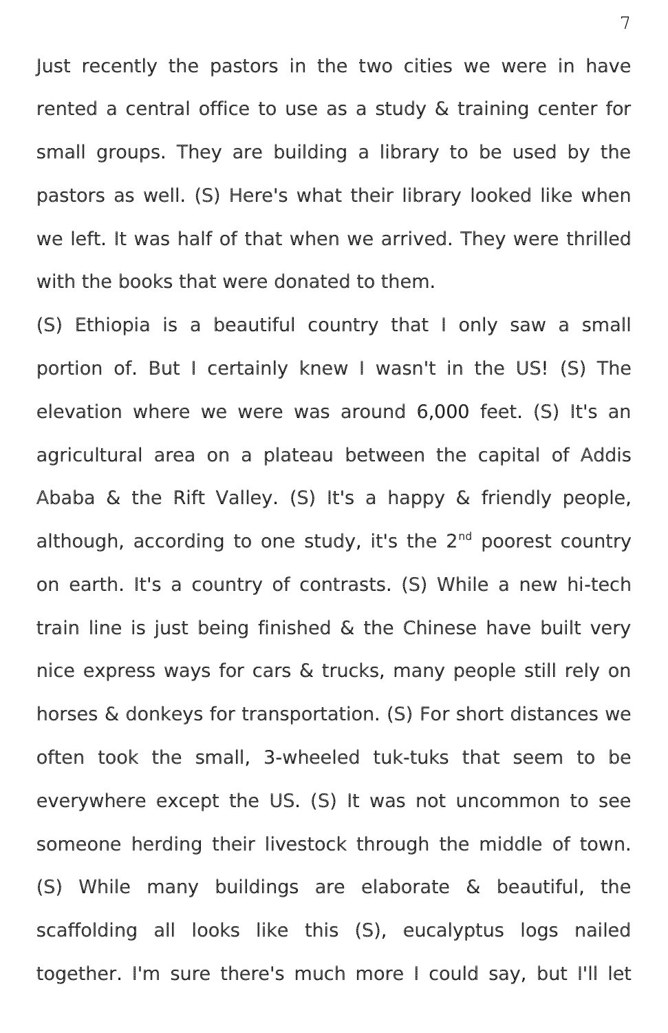Just recently the pastors in the two cities we were in have rented a central office to use as a study & training center for small groups. They are building a library to be used by the pastors as well. (S) Here's what their library looked like when we left. It was half of that when we arrived. They were thrilled with the books that were donated to them.

(S) Ethiopia is a beautiful country that I only saw a small portion of. But I certainly knew I wasn't in the US! (S) The elevation where we were was around 6,000 feet. (S) It's an agricultural area on a plateau between the capital of Addis Ababa & the Rift Valley. (S) It's a happy & friendly people, although, according to one study, it's the 2nd poorest country on earth. It's a country of contrasts. (S) While a new hi-tech train line is just being finished & the Chinese have built very nice express ways for cars & trucks, many people still rely on horses & donkeys for transportation. (S) For short distances we often took the small, 3-wheeled tuk-tuks that seem to be everywhere except the US. (S) It was not uncommon to see someone herding their livestock through the middle of town. (S) While many buildings are elaborate & beautiful, the scaffolding all looks like this (S), eucalyptus logs nailed together. I'm sure there's much more I could say, but I'll let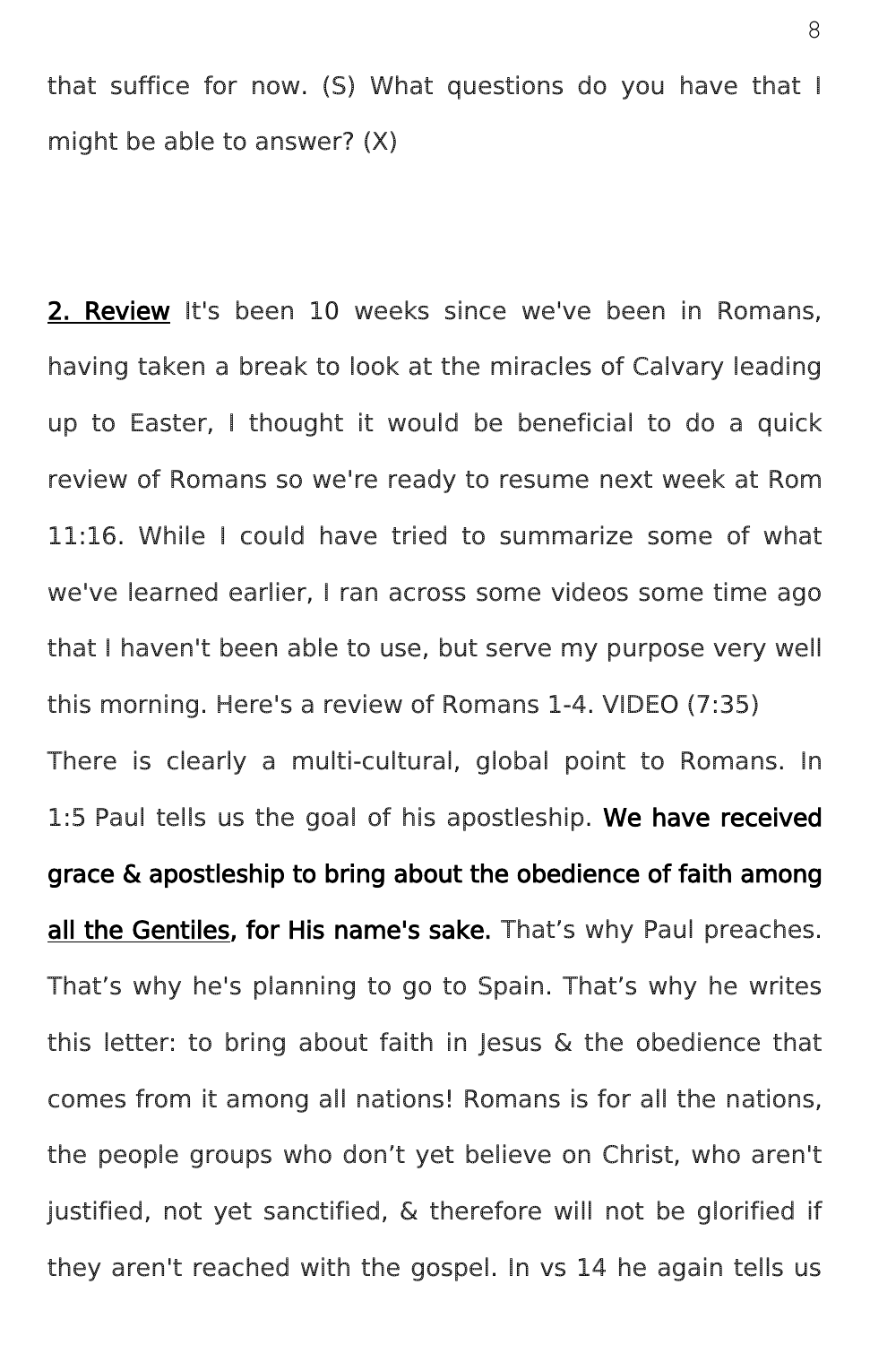that suffice for now. (S) What questions do you have that I might be able to answer? (X)

**<u>2. Review</u>** It's been 10 weeks since we've been in Romans, having taken a break to look at the miracles of Calvary leading up to Easter, I thought it would be beneficial to do a quick review of Romans so we're ready to resume next week at Rom 11:16. While I could have tried to summarize some of what we've learned earlier, I ran across some videos some time ago that I haven't been able to use, but serve my purpose very well this morning. Here's a review of Romans 1-4. VIDEO (7:35)

There is clearly a multi-cultural, global point to Romans. In 1:5 Paul tells us the goal of his apostleship. **We have received grace & apostleship to bring about the obedience of faith among <u>all the Gentiles</u>, for His name's sake.** That's why Paul preaches. That's why he's planning to go to Spain. That's why he writes this letter: to bring about faith in Jesus & the obedience that comes from it among all nations! Romans is for all the nations, the people groups who don't yet believe on Christ, who aren't justified, not yet sanctified, & therefore will not be glorified if they aren't reached with the gospel. In vs 14 he again tells us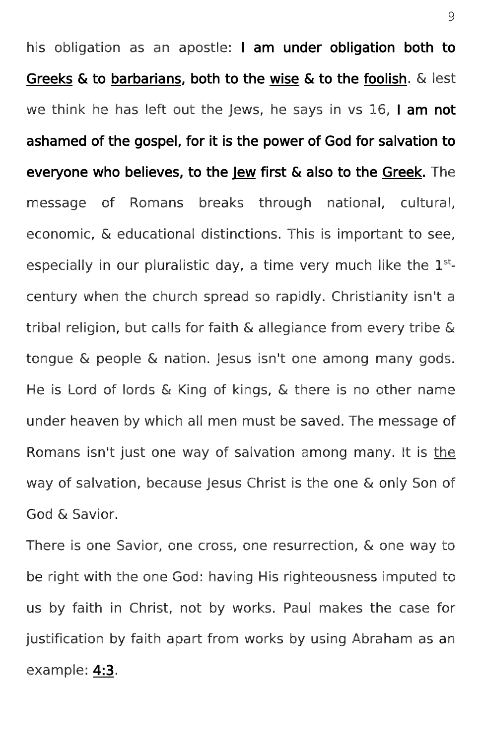his obligation as an apostle: **I am under obligation both to <u>Greeks</u> & to <u>barbarians</u>, both to the <u>wise</u> & to the <u>foolish</u>**. & lest we think he has left out the Jews, he says in vs 16, **I am not ashamed of the gospel, for it is the power of God for salvation to everyone who believes, to the <u>Jew</u> first & also to the <u>Greek</u>.** The message of Romans breaks through national, cultural, economic, & educational distinctions. This is important to see, especially in our pluralistic day, a time very much like the 1st-century when the church spread so rapidly. Christianity isn't a tribal religion, but calls for faith & allegiance from every tribe & tongue & people & nation. Jesus isn't one among many gods. He is Lord of lords & King of kings, & there is no other name under heaven by which all men must be saved. The message of Romans isn't just one way of salvation among many. It is <u>the</u> way of salvation, because Jesus Christ is the one & only Son of God & Savior.

There is one Savior, one cross, one resurrection, & one way to be right with the one God: having His righteousness imputed to us by faith in Christ, not by works. Paul makes the case for justification by faith apart from works by using Abraham as an example: **<u>4:3</u>**.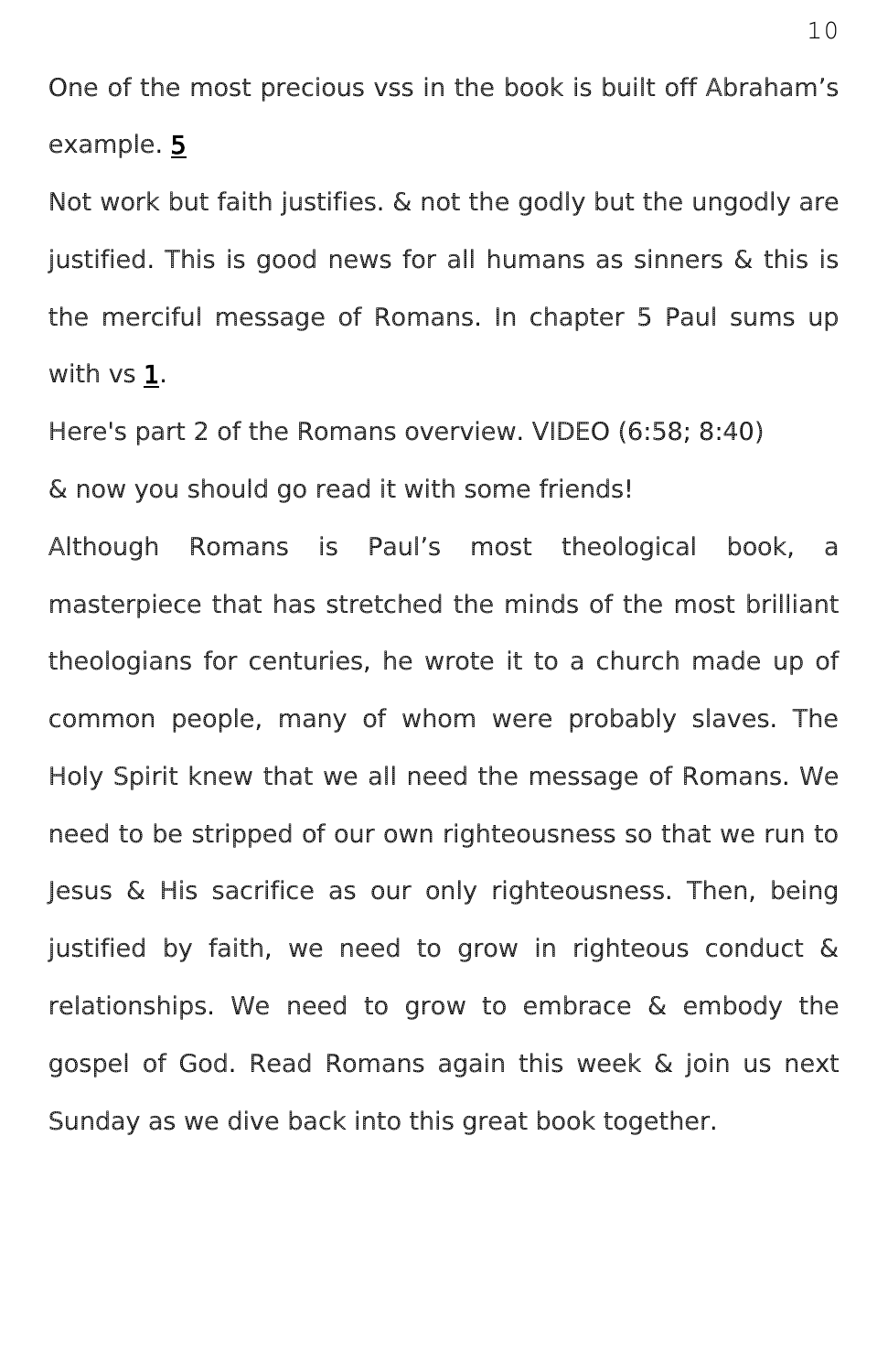One of the most precious vss in the book is built off Abraham's example. **5**

Not work but faith justifies. & not the godly but the ungodly are justified. This is good news for all humans as sinners & this is the merciful message of Romans. In chapter 5 Paul sums up with vs **1**.

Here's part 2 of the Romans overview. VIDEO (6:58; 8:40)

& now you should go read it with some friends!

Although Romans is Paul's most theological book, a masterpiece that has stretched the minds of the most brilliant theologians for centuries, he wrote it to a church made up of common people, many of whom were probably slaves. The Holy Spirit knew that we all need the message of Romans. We need to be stripped of our own righteousness so that we run to Jesus & His sacrifice as our only righteousness. Then, being justified by faith, we need to grow in righteous conduct & relationships. We need to grow to embrace & embody the gospel of God. Read Romans again this week & join us next Sunday as we dive back into this great book together.